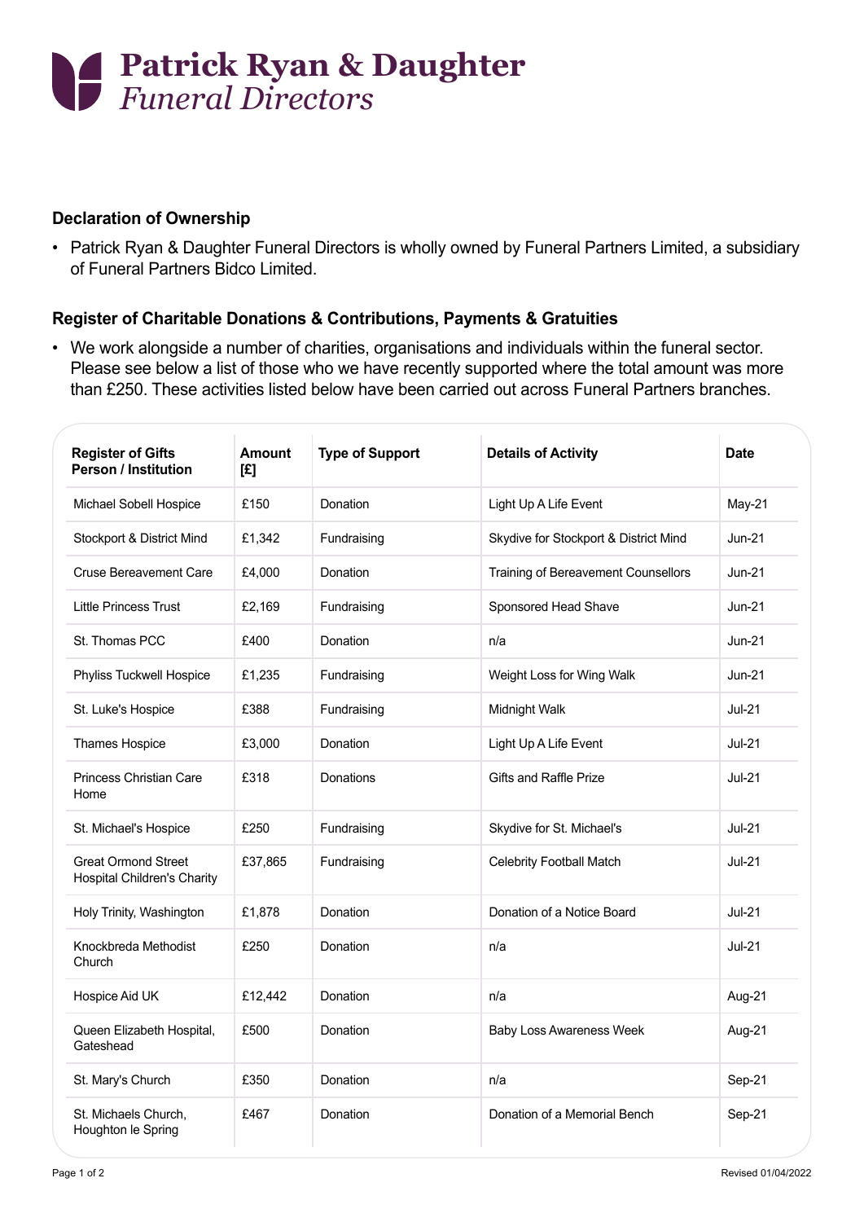# Patrick Ryan & Daughter
*Funeral Directors*

### Declaration of Ownership

- Patrick Ryan & Daughter Funeral Directors is wholly owned by Funeral Partners Limited, a subsidiary of Funeral Partners Bidco Limited.

### Register of Charitable Donations & Contributions, Payments & Gratuities

- We work alongside a number of charities, organisations and individuals within the funeral sector. Please see below a list of those who we have recently supported where the total amount was more than £250. These activities listed below have been carried out across Funeral Partners branches.

| Register of Gifts Person / Institution | Amount [£] | Type of Support | Details of Activity | Date |
|---|---|---|---|---|
| Michael Sobell Hospice | £150 | Donation | Light Up A Life Event | May-21 |
| Stockport & District Mind | £1,342 | Fundraising | Skydive for Stockport & District Mind | Jun-21 |
| Cruse Bereavement Care | £4,000 | Donation | Training of Bereavement Counsellors | Jun-21 |
| Little Princess Trust | £2,169 | Fundraising | Sponsored Head Shave | Jun-21 |
| St. Thomas PCC | £400 | Donation | n/a | Jun-21 |
| Phyliss Tuckwell Hospice | £1,235 | Fundraising | Weight Loss for Wing Walk | Jun-21 |
| St. Luke's Hospice | £388 | Fundraising | Midnight Walk | Jul-21 |
| Thames Hospice | £3,000 | Donation | Light Up A Life Event | Jul-21 |
| Princess Christian Care Home | £318 | Donations | Gifts and Raffle Prize | Jul-21 |
| St. Michael's Hospice | £250 | Fundraising | Skydive for St. Michael's | Jul-21 |
| Great Ormond Street Hospital Children's Charity | £37,865 | Fundraising | Celebrity Football Match | Jul-21 |
| Holy Trinity, Washington | £1,878 | Donation | Donation of a Notice Board | Jul-21 |
| Knockbreda Methodist Church | £250 | Donation | n/a | Jul-21 |
| Hospice Aid UK | £12,442 | Donation | n/a | Aug-21 |
| Queen Elizabeth Hospital, Gateshead | £500 | Donation | Baby Loss Awareness Week | Aug-21 |
| St. Mary's Church | £350 | Donation | n/a | Sep-21 |
| St. Michaels Church, Houghton le Spring | £467 | Donation | Donation of a Memorial Bench | Sep-21 |

Revised 01/04/2022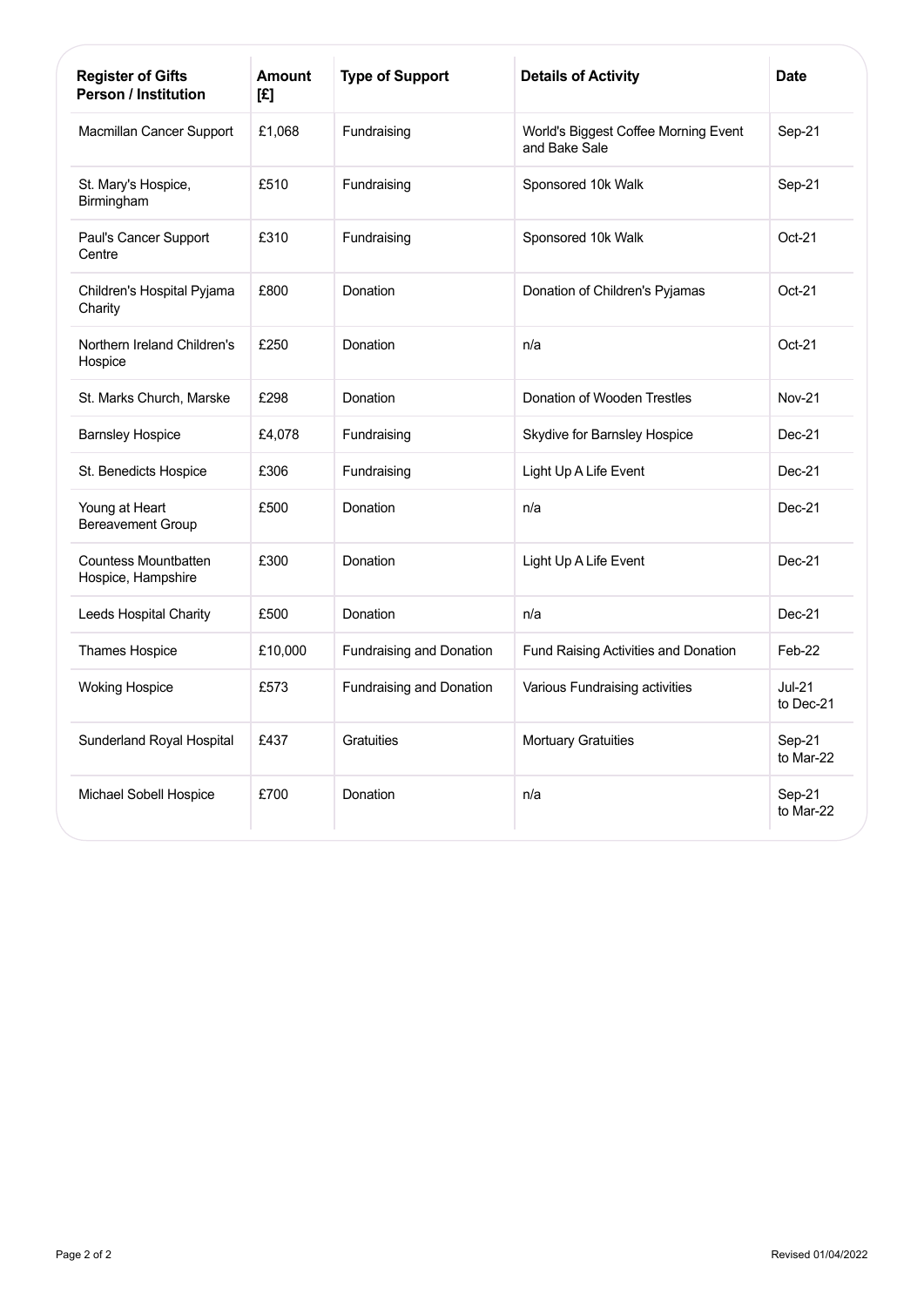| Register of Gifts Person / Institution | Amount [£] | Type of Support | Details of Activity | Date |
| --- | --- | --- | --- | --- |
| Macmillan Cancer Support | £1,068 | Fundraising | World's Biggest Coffee Morning Event and Bake Sale | Sep-21 |
| St. Mary's Hospice, Birmingham | £510 | Fundraising | Sponsored 10k Walk | Sep-21 |
| Paul's Cancer Support Centre | £310 | Fundraising | Sponsored 10k Walk | Oct-21 |
| Children's Hospital Pyjama Charity | £800 | Donation | Donation of Children's Pyjamas | Oct-21 |
| Northern Ireland Children's Hospice | £250 | Donation | n/a | Oct-21 |
| St. Marks Church, Marske | £298 | Donation | Donation of Wooden Trestles | Nov-21 |
| Barnsley Hospice | £4,078 | Fundraising | Skydive for Barnsley Hospice | Dec-21 |
| St. Benedicts Hospice | £306 | Fundraising | Light Up A Life Event | Dec-21 |
| Young at Heart Bereavement Group | £500 | Donation | n/a | Dec-21 |
| Countess Mountbatten Hospice, Hampshire | £300 | Donation | Light Up A Life Event | Dec-21 |
| Leeds Hospital Charity | £500 | Donation | n/a | Dec-21 |
| Thames Hospice | £10,000 | Fundraising and Donation | Fund Raising Activities and Donation | Feb-22 |
| Woking Hospice | £573 | Fundraising and Donation | Various Fundraising activities | Jul-21 to Dec-21 |
| Sunderland Royal Hospital | £437 | Gratuities | Mortuary Gratuities | Sep-21 to Mar-22 |
| Michael Sobell Hospice | £700 | Donation | n/a | Sep-21 to Mar-22 |

Revised 01/04/2022